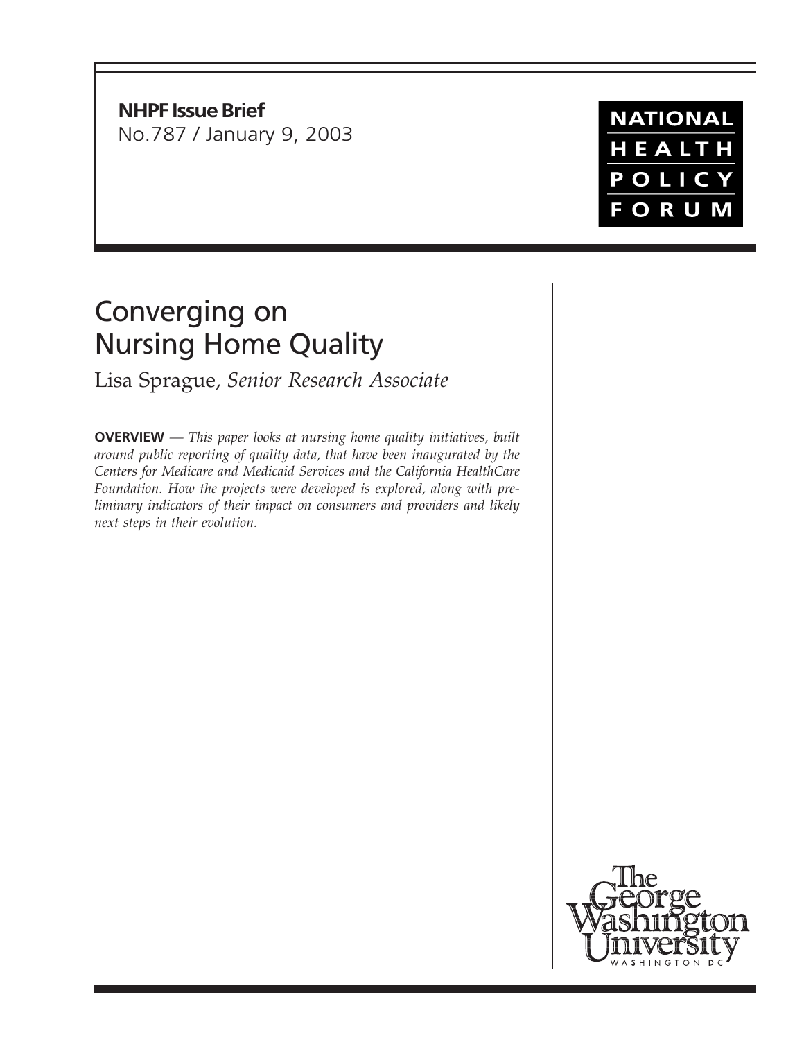**NHPF Issue Brief**
No.787 / January 9, 2003

NATIONAL HEALTH POLICY FORUM

# Converging on Nursing Home Quality

Lisa Sprague, *Senior Research Associate*

**OVERVIEW** — *This paper looks at nursing home quality initiatives, built around public reporting of quality data, that have been inaugurated by the Centers for Medicare and Medicaid Services and the California HealthCare Foundation. How the projects were developed is explored, along with preliminary indicators of their impact on consumers and providers and likely next steps in their evolution.*

The George Washington University
WASHINGTON DC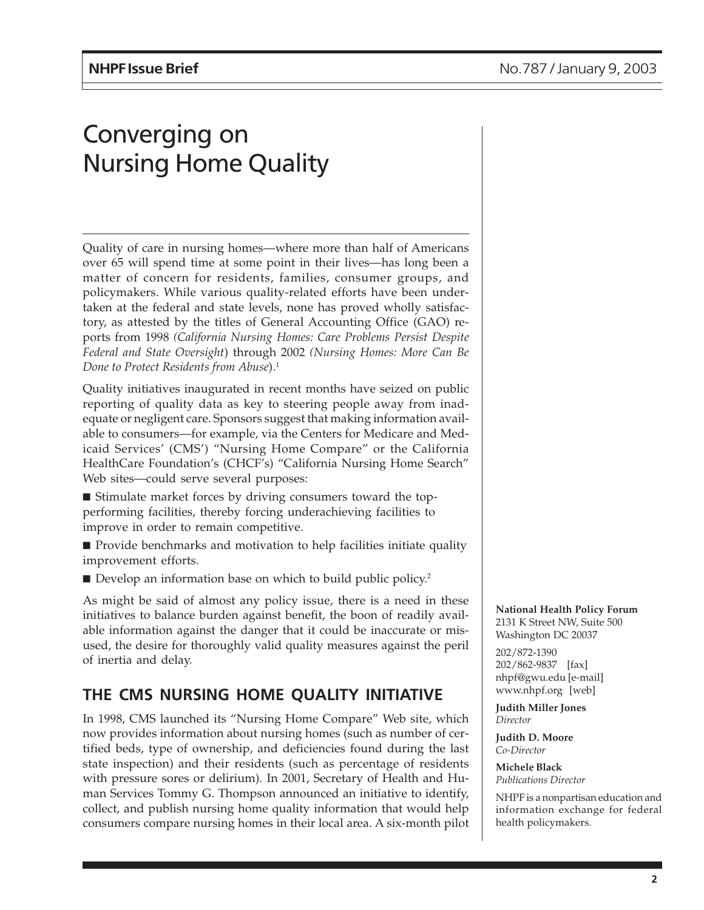# Converging on Nursing Home Quality

Quality of care in nursing homes—where more than half of Americans over 65 will spend time at some point in their lives—has long been a matter of concern for residents, families, consumer groups, and policymakers. While various quality-related efforts have been undertaken at the federal and state levels, none has proved wholly satisfactory, as attested by the titles of General Accounting Office (GAO) reports from 1998 (*California Nursing Homes: Care Problems Persist Despite Federal and State Oversight*) through 2002 (*Nursing Homes: More Can Be Done to Protect Residents from Abuse*).[1]

Quality initiatives inaugurated in recent months have seized on public reporting of quality data as key to steering people away from inadequate or negligent care. Sponsors suggest that making information available to consumers—for example, via the Centers for Medicare and Medicaid Services' (CMS') "Nursing Home Compare" or the California HealthCare Foundation's (CHCF's) "California Nursing Home Search" Web sites—could serve several purposes:

- Stimulate market forces by driving consumers toward the top-performing facilities, thereby forcing underachieving facilities to improve in order to remain competitive.
- Provide benchmarks and motivation to help facilities initiate quality improvement efforts.
- Develop an information base on which to build public policy.[2]

As might be said of almost any policy issue, there is a need in these initiatives to balance burden against benefit, the boon of readily available information against the danger that it could be inaccurate or misused, the desire for thoroughly valid quality measures against the peril of inertia and delay.

## THE CMS NURSING HOME QUALITY INITIATIVE

In 1998, CMS launched its "Nursing Home Compare" Web site, which now provides information about nursing homes (such as number of certified beds, type of ownership, and deficiencies found during the last state inspection) and their residents (such as percentage of residents with pressure sores or delirium). In 2001, Secretary of Health and Human Services Tommy G. Thompson announced an initiative to identify, collect, and publish nursing home quality information that would help consumers compare nursing homes in their local area. A six-month pilot

**National Health Policy Forum**
2131 K Street NW, Suite 500
Washington DC 20037

202/872-1390
202/862-9837 [fax]
nhpf@gwu.edu [e-mail]
www.nhpf.org [web]

**Judith Miller Jones**
*Director*

**Judith D. Moore**
*Co-Director*

**Michele Black**
*Publications Director*

NHPF is a nonpartisan education and information exchange for federal health policymakers.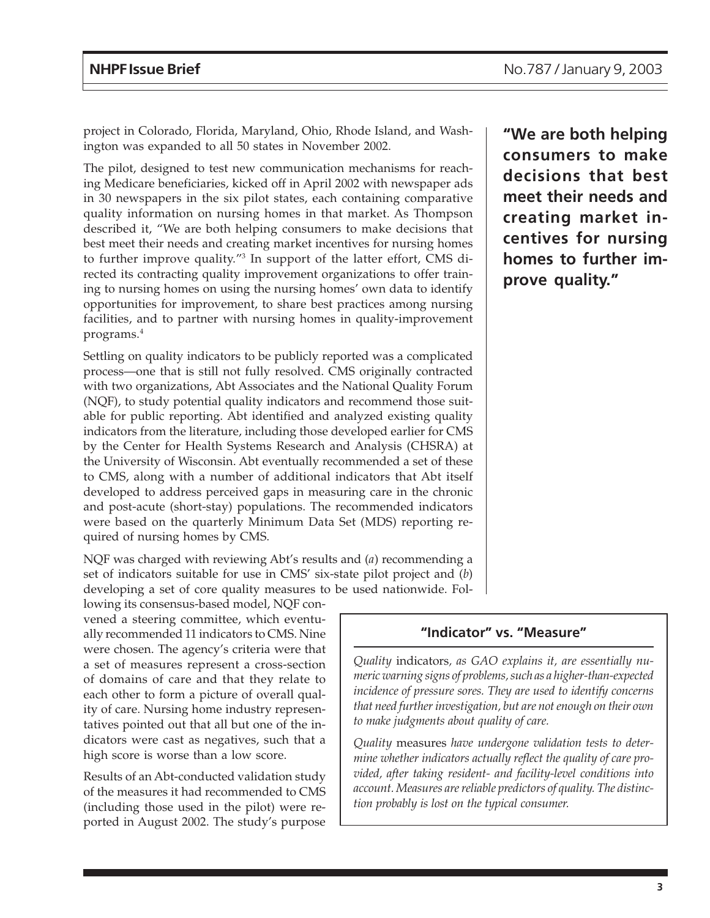project in Colorado, Florida, Maryland, Ohio, Rhode Island, and Washington was expanded to all 50 states in November 2002.

The pilot, designed to test new communication mechanisms for reaching Medicare beneficiaries, kicked off in April 2002 with newspaper ads in 30 newspapers in the six pilot states, each containing comparative quality information on nursing homes in that market. As Thompson described it, "We are both helping consumers to make decisions that best meet their needs and creating market incentives for nursing homes to further improve quality."[3] In support of the latter effort, CMS directed its contracting quality improvement organizations to offer training to nursing homes on using the nursing homes' own data to identify opportunities for improvement, to share best practices among nursing facilities, and to partner with nursing homes in quality-improvement programs.[4]

**"We are both helping consumers to make decisions that best meet their needs and creating market incentives for nursing homes to further improve quality."**

Settling on quality indicators to be publicly reported was a complicated process—one that is still not fully resolved. CMS originally contracted with two organizations, Abt Associates and the National Quality Forum (NQF), to study potential quality indicators and recommend those suitable for public reporting. Abt identified and analyzed existing quality indicators from the literature, including those developed earlier for CMS by the Center for Health Systems Research and Analysis (CHSRA) at the University of Wisconsin. Abt eventually recommended a set of these to CMS, along with a number of additional indicators that Abt itself developed to address perceived gaps in measuring care in the chronic and post-acute (short-stay) populations. The recommended indicators were based on the quarterly Minimum Data Set (MDS) reporting required of nursing homes by CMS.

NQF was charged with reviewing Abt's results and (*a*) recommending a set of indicators suitable for use in CMS' six-state pilot project and (*b*) developing a set of core quality measures to be used nationwide. Following its consensus-based model, NQF convened a steering committee, which eventually recommended 11 indicators to CMS. Nine were chosen. The agency's criteria were that a set of measures represent a cross-section of domains of care and that they relate to each other to form a picture of overall quality of care. Nursing home industry representatives pointed out that all but one of the indicators were cast as negatives, such that a high score is worse than a low score.

Results of an Abt-conducted validation study of the measures it had recommended to CMS (including those used in the pilot) were reported in August 2002. The study's purpose

### "Indicator" vs. "Measure"

*Quality* indicators*, as GAO explains it, are essentially numeric warning signs of problems, such as a higher-than-expected incidence of pressure sores. They are used to identify concerns that need further investigation, but are not enough on their own to make judgments about quality of care.*

*Quality* measures *have undergone validation tests to determine whether indicators actually reflect the quality of care provided, after taking resident- and facility-level conditions into account. Measures are reliable predictors of quality. The distinction probably is lost on the typical consumer.*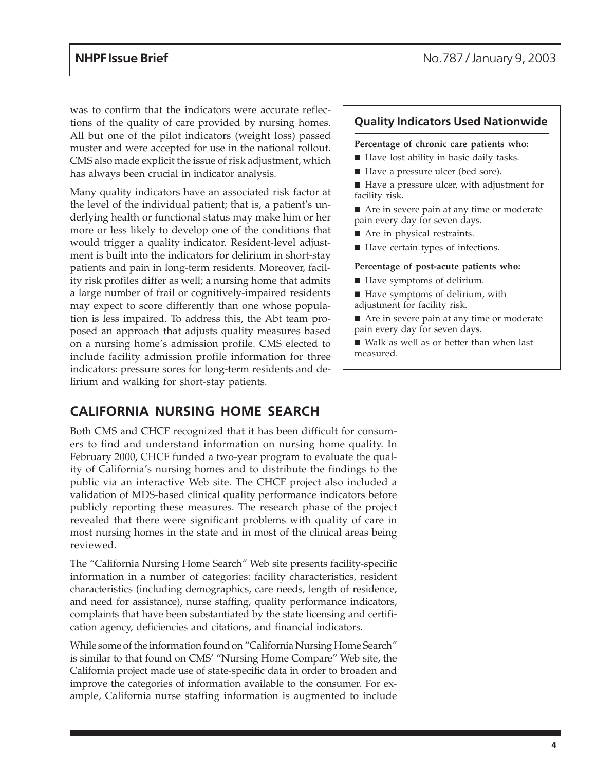was to confirm that the indicators were accurate reflections of the quality of care provided by nursing homes. All but one of the pilot indicators (weight loss) passed muster and were accepted for use in the national rollout. CMS also made explicit the issue of risk adjustment, which has always been crucial in indicator analysis.

Many quality indicators have an associated risk factor at the level of the individual patient; that is, a patient's underlying health or functional status may make him or her more or less likely to develop one of the conditions that would trigger a quality indicator. Resident-level adjustment is built into the indicators for delirium in short-stay patients and pain in long-term residents. Moreover, facility risk profiles differ as well; a nursing home that admits a large number of frail or cognitively-impaired residents may expect to score differently than one whose population is less impaired. To address this, the Abt team proposed an approach that adjusts quality measures based on a nursing home's admission profile. CMS elected to include facility admission profile information for three indicators: pressure sores for long-term residents and delirium and walking for short-stay patients.

### Quality Indicators Used Nationwide

**Percentage of chronic care patients who:**

- Have lost ability in basic daily tasks.
- Have a pressure ulcer (bed sore).
- Have a pressure ulcer, with adjustment for facility risk.
- Are in severe pain at any time or moderate pain every day for seven days.
- Are in physical restraints.
- Have certain types of infections.

**Percentage of post-acute patients who:**

- Have symptoms of delirium.
- Have symptoms of delirium, with adjustment for facility risk.
- Are in severe pain at any time or moderate pain every day for seven days.
- Walk as well as or better than when last measured.

## CALIFORNIA NURSING HOME SEARCH

Both CMS and CHCF recognized that it has been difficult for consumers to find and understand information on nursing home quality. In February 2000, CHCF funded a two-year program to evaluate the quality of California's nursing homes and to distribute the findings to the public via an interactive Web site. The CHCF project also included a validation of MDS-based clinical quality performance indicators before publicly reporting these measures. The research phase of the project revealed that there were significant problems with quality of care in most nursing homes in the state and in most of the clinical areas being reviewed.

The "California Nursing Home Search" Web site presents facility-specific information in a number of categories: facility characteristics, resident characteristics (including demographics, care needs, length of residence, and need for assistance), nurse staffing, quality performance indicators, complaints that have been substantiated by the state licensing and certification agency, deficiencies and citations, and financial indicators.

While some of the information found on "California Nursing Home Search" is similar to that found on CMS' "Nursing Home Compare" Web site, the California project made use of state-specific data in order to broaden and improve the categories of information available to the consumer. For example, California nurse staffing information is augmented to include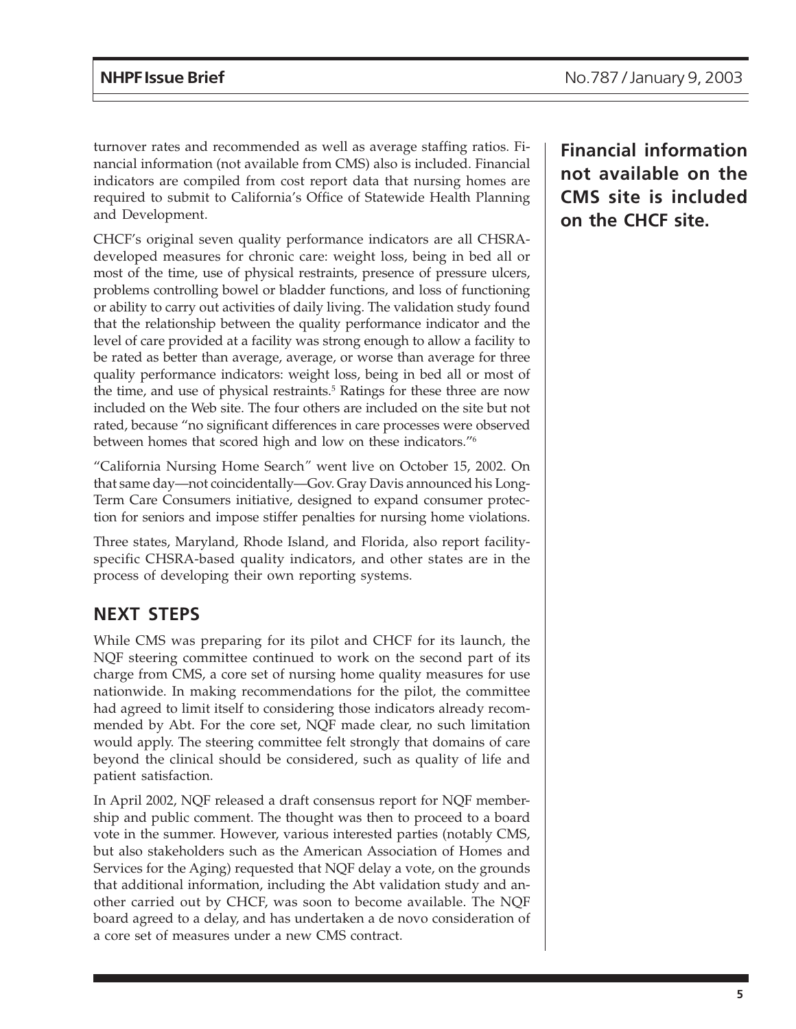turnover rates and recommended as well as average staffing ratios. Financial information (not available from CMS) also is included. Financial indicators are compiled from cost report data that nursing homes are required to submit to California's Office of Statewide Health Planning and Development.

**Financial information not available on the CMS site is included on the CHCF site.**

CHCF's original seven quality performance indicators are all CHSRA-developed measures for chronic care: weight loss, being in bed all or most of the time, use of physical restraints, presence of pressure ulcers, problems controlling bowel or bladder functions, and loss of functioning or ability to carry out activities of daily living. The validation study found that the relationship between the quality performance indicator and the level of care provided at a facility was strong enough to allow a facility to be rated as better than average, average, or worse than average for three quality performance indicators: weight loss, being in bed all or most of the time, and use of physical restraints.[5] Ratings for these three are now included on the Web site. The four others are included on the site but not rated, because "no significant differences in care processes were observed between homes that scored high and low on these indicators."[6]

"California Nursing Home Search" went live on October 15, 2002. On that same day—not coincidentally—Gov. Gray Davis announced his Long-Term Care Consumers initiative, designed to expand consumer protection for seniors and impose stiffer penalties for nursing home violations.

Three states, Maryland, Rhode Island, and Florida, also report facility-specific CHSRA-based quality indicators, and other states are in the process of developing their own reporting systems.

## NEXT STEPS

While CMS was preparing for its pilot and CHCF for its launch, the NQF steering committee continued to work on the second part of its charge from CMS, a core set of nursing home quality measures for use nationwide. In making recommendations for the pilot, the committee had agreed to limit itself to considering those indicators already recommended by Abt. For the core set, NQF made clear, no such limitation would apply. The steering committee felt strongly that domains of care beyond the clinical should be considered, such as quality of life and patient satisfaction.

In April 2002, NQF released a draft consensus report for NQF membership and public comment. The thought was then to proceed to a board vote in the summer. However, various interested parties (notably CMS, but also stakeholders such as the American Association of Homes and Services for the Aging) requested that NQF delay a vote, on the grounds that additional information, including the Abt validation study and another carried out by CHCF, was soon to become available. The NQF board agreed to a delay, and has undertaken a de novo consideration of a core set of measures under a new CMS contract.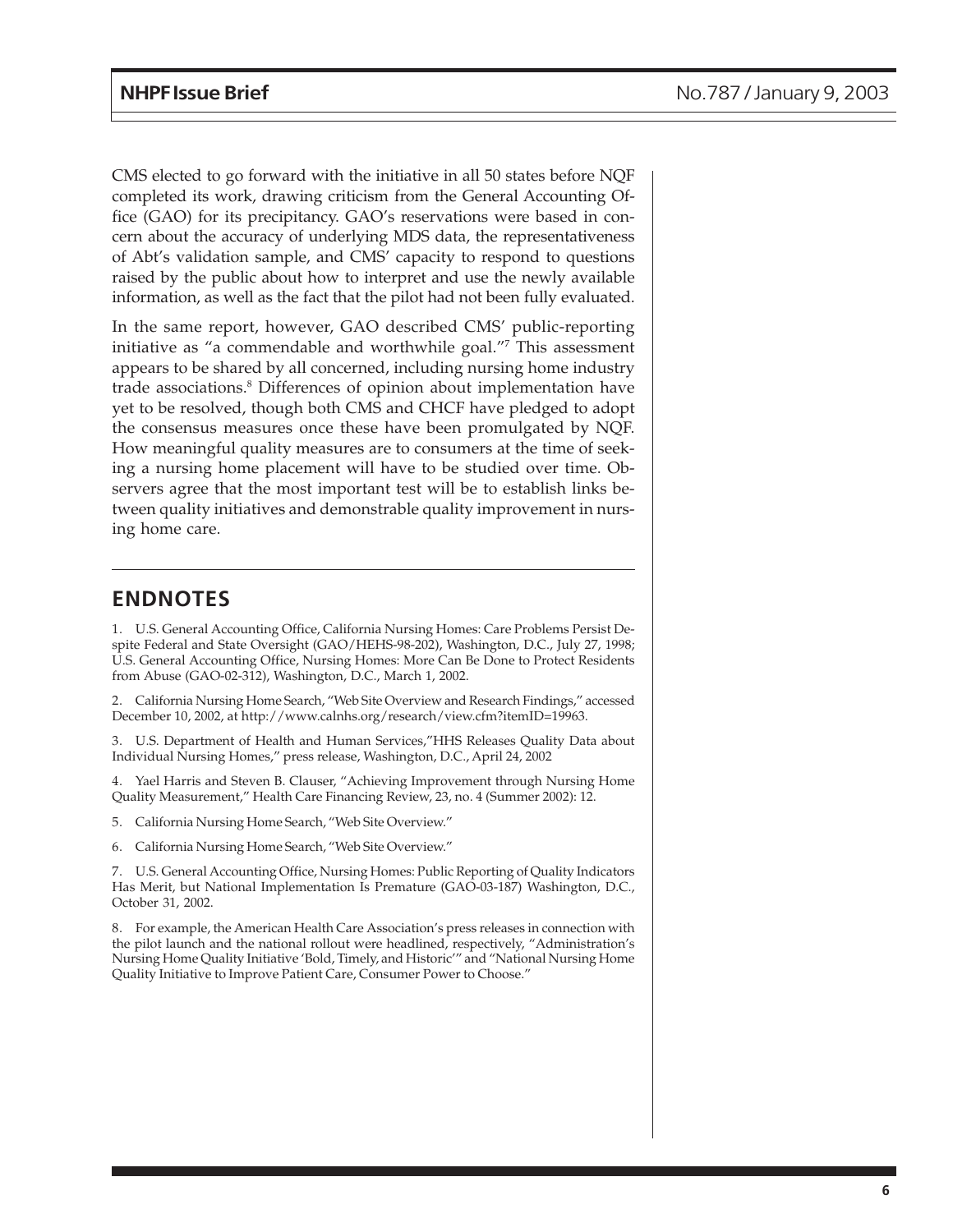CMS elected to go forward with the initiative in all 50 states before NQF completed its work, drawing criticism from the General Accounting Office (GAO) for its precipitancy. GAO's reservations were based in concern about the accuracy of underlying MDS data, the representativeness of Abt's validation sample, and CMS' capacity to respond to questions raised by the public about how to interpret and use the newly available information, as well as the fact that the pilot had not been fully evaluated.

In the same report, however, GAO described CMS' public-reporting initiative as "a commendable and worthwhile goal."[7] This assessment appears to be shared by all concerned, including nursing home industry trade associations.[8] Differences of opinion about implementation have yet to be resolved, though both CMS and CHCF have pledged to adopt the consensus measures once these have been promulgated by NQF. How meaningful quality measures are to consumers at the time of seeking a nursing home placement will have to be studied over time. Observers agree that the most important test will be to establish links between quality initiatives and demonstrable quality improvement in nursing home care.

## ENDNOTES

1. U.S. General Accounting Office, California Nursing Homes: Care Problems Persist Despite Federal and State Oversight (GAO/HEHS-98-202), Washington, D.C., July 27, 1998; U.S. General Accounting Office, Nursing Homes: More Can Be Done to Protect Residents from Abuse (GAO-02-312), Washington, D.C., March 1, 2002.

2. California Nursing Home Search, "Web Site Overview and Research Findings," accessed December 10, 2002, at http://www.calnhs.org/research/view.cfm?itemID=19963.

3. U.S. Department of Health and Human Services,"HHS Releases Quality Data about Individual Nursing Homes," press release, Washington, D.C., April 24, 2002

4. Yael Harris and Steven B. Clauser, "Achieving Improvement through Nursing Home Quality Measurement," Health Care Financing Review, 23, no. 4 (Summer 2002): 12.

5. California Nursing Home Search, "Web Site Overview."

6. California Nursing Home Search, "Web Site Overview."

7. U.S. General Accounting Office, Nursing Homes: Public Reporting of Quality Indicators Has Merit, but National Implementation Is Premature (GAO-03-187) Washington, D.C., October 31, 2002.

8. For example, the American Health Care Association's press releases in connection with the pilot launch and the national rollout were headlined, respectively, "Administration's Nursing Home Quality Initiative 'Bold, Timely, and Historic'" and "National Nursing Home Quality Initiative to Improve Patient Care, Consumer Power to Choose."